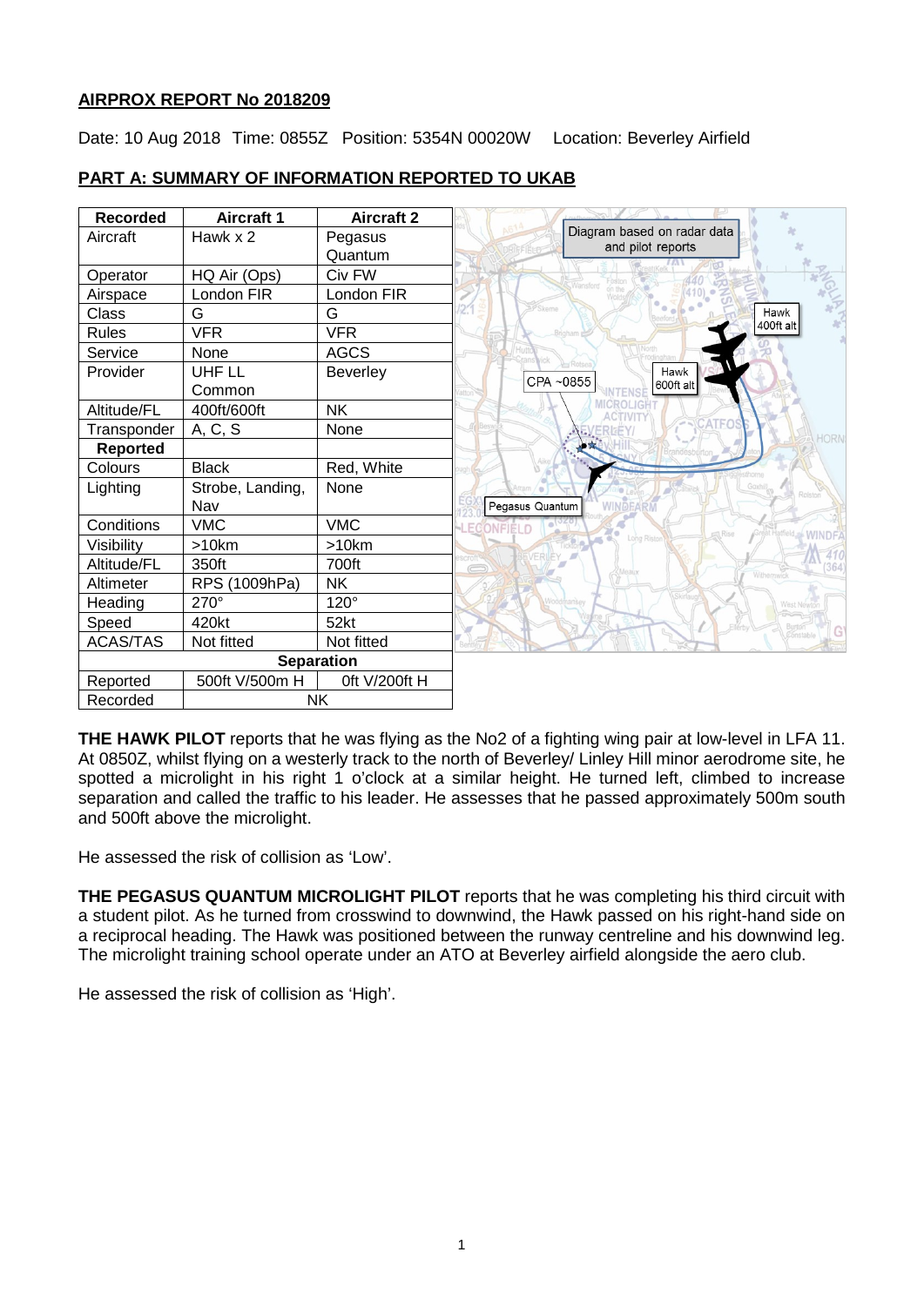**AIRPROX REPORT No 2018209**

Date: 10 Aug 2018 Time: 0855Z Position: 5354N 00020W Location: Beverley Airfield

**PART A: SUMMARY OF INFORMATION REPORTED TO UKAB**

| Recorded | Aircraft 1 | Aircraft 2 |
|---|---|---|
| Aircraft | Hawk x 2 | Pegasus Quantum |
| Operator | HQ Air (Ops) | Civ FW |
| Airspace | London FIR | London FIR |
| Class | G | G |
| Rules | VFR | VFR |
| Service | None | AGCS |
| Provider | UHF LL Common | Beverley |
| Altitude/FL | 400ft/600ft | NK |
| Transponder | A, C, S | None |
| **Reported** | | |
| Colours | Black | Red, White |
| Lighting | Strobe, Landing, Nav | None |
| Conditions | VMC | VMC |
| Visibility | >10km | >10km |
| Altitude/FL | 350ft | 700ft |
| Altimeter | RPS (1009hPa) | NK |
| Heading | 270° | 120° |
| Speed | 420kt | 52kt |
| ACAS/TAS | Not fitted | Not fitted |
| **Separation** | | |
| Reported | 500ft V/500m H | 0ft V/200ft H |
| Recorded | NK | |

Diagram based on radar data and pilot reports

**THE HAWK PILOT** reports that he was flying as the No2 of a fighting wing pair at low-level in LFA 11. At 0850Z, whilst flying on a westerly track to the north of Beverley/ Linley Hill minor aerodrome site, he spotted a microlight in his right 1 o'clock at a similar height. He turned left, climbed to increase separation and called the traffic to his leader. He assesses that he passed approximately 500m south and 500ft above the microlight.

He assessed the risk of collision as 'Low'.

**THE PEGASUS QUANTUM MICROLIGHT PILOT** reports that he was completing his third circuit with a student pilot. As he turned from crosswind to downwind, the Hawk passed on his right-hand side on a reciprocal heading. The Hawk was positioned between the runway centreline and his downwind leg. The microlight training school operate under an ATO at Beverley airfield alongside the aero club.

He assessed the risk of collision as 'High'.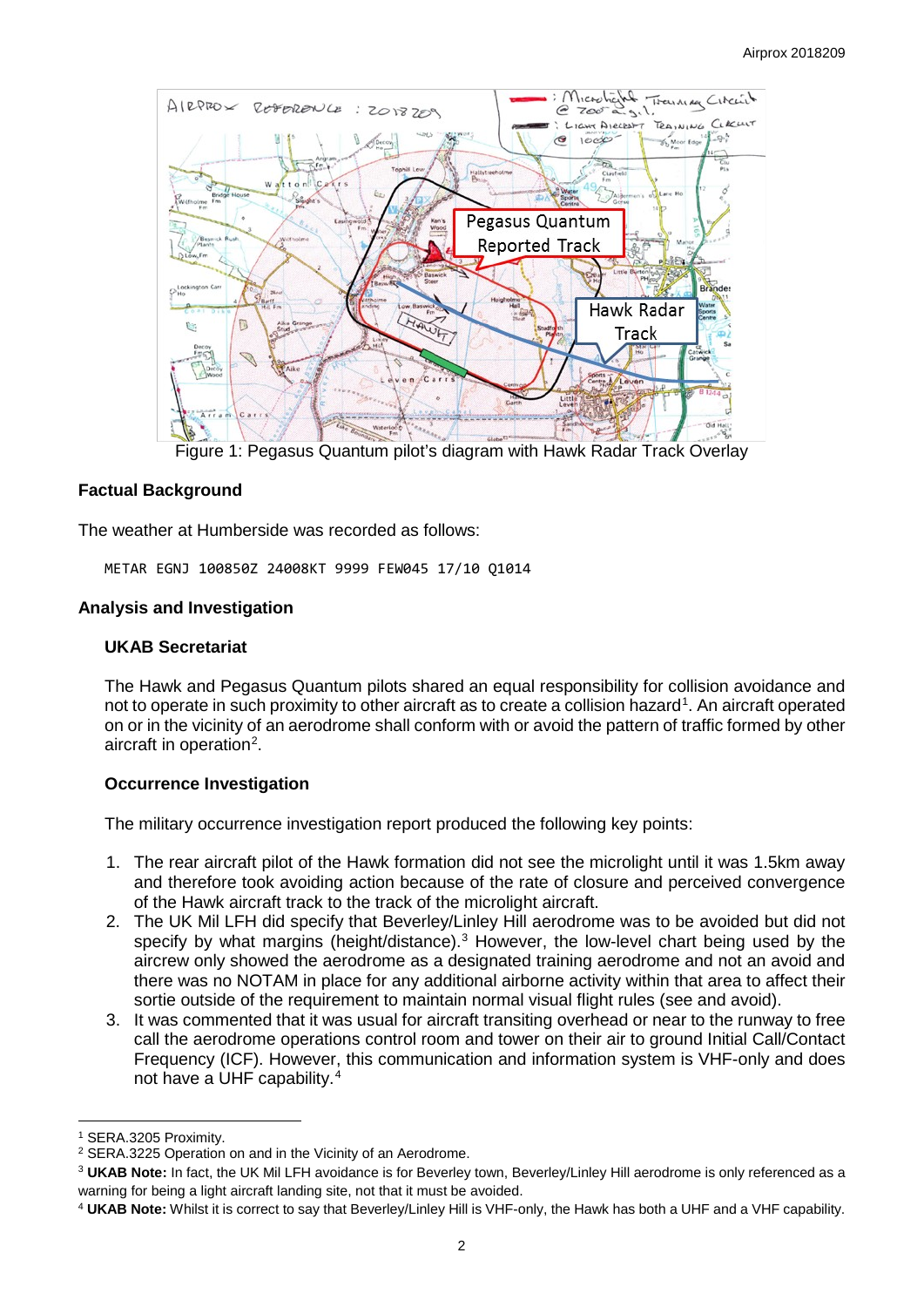Figure 1: Pegasus Quantum pilot's diagram with Hawk Radar Track Overlay

## Factual Background

The weather at Humberside was recorded as follows:

```
METAR EGNJ 100850Z 24008KT 9999 FEW045 17/10 Q1014
```

## Analysis and Investigation

### UKAB Secretariat

The Hawk and Pegasus Quantum pilots shared an equal responsibility for collision avoidance and not to operate in such proximity to other aircraft as to create a collision hazard[1]. An aircraft operated on or in the vicinity of an aerodrome shall conform with or avoid the pattern of traffic formed by other aircraft in operation[2].

### Occurrence Investigation

The military occurrence investigation report produced the following key points:

1. The rear aircraft pilot of the Hawk formation did not see the microlight until it was 1.5km away and therefore took avoiding action because of the rate of closure and perceived convergence of the Hawk aircraft track to the track of the microlight aircraft.
2. The UK Mil LFH did specify that Beverley/Linley Hill aerodrome was to be avoided but did not specify by what margins (height/distance).[3] However, the low-level chart being used by the aircrew only showed the aerodrome as a designated training aerodrome and not an avoid and there was no NOTAM in place for any additional airborne activity within that area to affect their sortie outside of the requirement to maintain normal visual flight rules (see and avoid).
3. It was commented that it was usual for aircraft transiting overhead or near to the runway to free call the aerodrome operations control room and tower on their air to ground Initial Call/Contact Frequency (ICF). However, this communication and information system is VHF-only and does not have a UHF capability.[4]

---

[1] SERA.3205 Proximity.

[2] SERA.3225 Operation on and in the Vicinity of an Aerodrome.

[3] **UKAB Note:** In fact, the UK Mil LFH avoidance is for Beverley town, Beverley/Linley Hill aerodrome is only referenced as a warning for being a light aircraft landing site, not that it must be avoided.

[4] **UKAB Note:** Whilst it is correct to say that Beverley/Linley Hill is VHF-only, the Hawk has both a UHF and a VHF capability.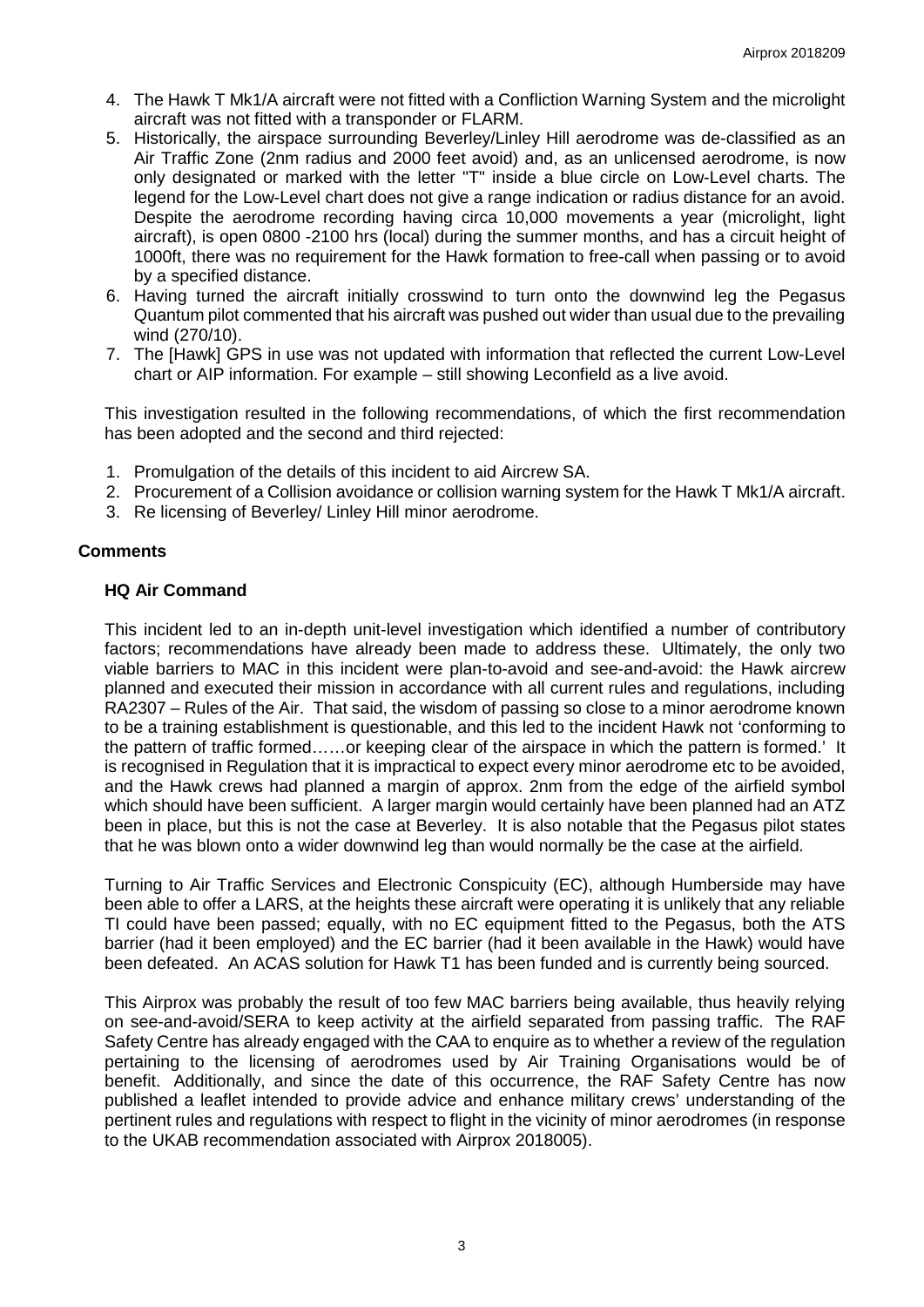4. The Hawk T Mk1/A aircraft were not fitted with a Confliction Warning System and the microlight aircraft was not fitted with a transponder or FLARM.
5. Historically, the airspace surrounding Beverley/Linley Hill aerodrome was de-classified as an Air Traffic Zone (2nm radius and 2000 feet avoid) and, as an unlicensed aerodrome, is now only designated or marked with the letter "T" inside a blue circle on Low-Level charts. The legend for the Low-Level chart does not give a range indication or radius distance for an avoid. Despite the aerodrome recording having circa 10,000 movements a year (microlight, light aircraft), is open 0800 -2100 hrs (local) during the summer months, and has a circuit height of 1000ft, there was no requirement for the Hawk formation to free-call when passing or to avoid by a specified distance.
6. Having turned the aircraft initially crosswind to turn onto the downwind leg the Pegasus Quantum pilot commented that his aircraft was pushed out wider than usual due to the prevailing wind (270/10).
7. The [Hawk] GPS in use was not updated with information that reflected the current Low-Level chart or AIP information. For example – still showing Leconfield as a live avoid.

This investigation resulted in the following recommendations, of which the first recommendation has been adopted and the second and third rejected:

1. Promulgation of the details of this incident to aid Aircrew SA.
2. Procurement of a Collision avoidance or collision warning system for the Hawk T Mk1/A aircraft.
3. Re licensing of Beverley/ Linley Hill minor aerodrome.

## Comments

### HQ Air Command

This incident led to an in-depth unit-level investigation which identified a number of contributory factors; recommendations have already been made to address these. Ultimately, the only two viable barriers to MAC in this incident were plan-to-avoid and see-and-avoid: the Hawk aircrew planned and executed their mission in accordance with all current rules and regulations, including RA2307 – Rules of the Air. That said, the wisdom of passing so close to a minor aerodrome known to be a training establishment is questionable, and this led to the incident Hawk not 'conforming to the pattern of traffic formed……or keeping clear of the airspace in which the pattern is formed.' It is recognised in Regulation that it is impractical to expect every minor aerodrome etc to be avoided, and the Hawk crews had planned a margin of approx. 2nm from the edge of the airfield symbol which should have been sufficient. A larger margin would certainly have been planned had an ATZ been in place, but this is not the case at Beverley. It is also notable that the Pegasus pilot states that he was blown onto a wider downwind leg than would normally be the case at the airfield.

Turning to Air Traffic Services and Electronic Conspicuity (EC), although Humberside may have been able to offer a LARS, at the heights these aircraft were operating it is unlikely that any reliable TI could have been passed; equally, with no EC equipment fitted to the Pegasus, both the ATS barrier (had it been employed) and the EC barrier (had it been available in the Hawk) would have been defeated. An ACAS solution for Hawk T1 has been funded and is currently being sourced.

This Airprox was probably the result of too few MAC barriers being available, thus heavily relying on see-and-avoid/SERA to keep activity at the airfield separated from passing traffic. The RAF Safety Centre has already engaged with the CAA to enquire as to whether a review of the regulation pertaining to the licensing of aerodromes used by Air Training Organisations would be of benefit. Additionally, and since the date of this occurrence, the RAF Safety Centre has now published a leaflet intended to provide advice and enhance military crews' understanding of the pertinent rules and regulations with respect to flight in the vicinity of minor aerodromes (in response to the UKAB recommendation associated with Airprox 2018005).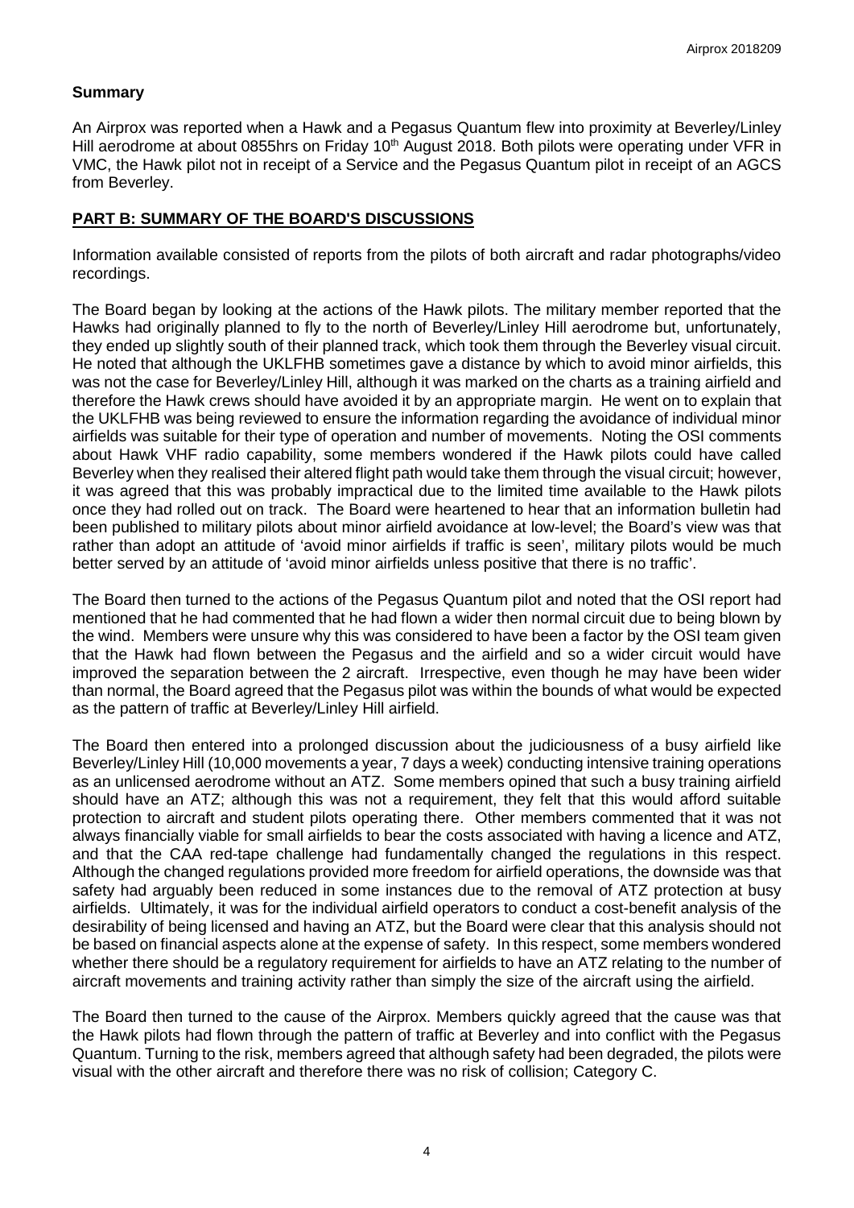## Summary

An Airprox was reported when a Hawk and a Pegasus Quantum flew into proximity at Beverley/Linley Hill aerodrome at about 0855hrs on Friday 10th August 2018. Both pilots were operating under VFR in VMC, the Hawk pilot not in receipt of a Service and the Pegasus Quantum pilot in receipt of an AGCS from Beverley.

## PART B: SUMMARY OF THE BOARD'S DISCUSSIONS

Information available consisted of reports from the pilots of both aircraft and radar photographs/video recordings.

The Board began by looking at the actions of the Hawk pilots. The military member reported that the Hawks had originally planned to fly to the north of Beverley/Linley Hill aerodrome but, unfortunately, they ended up slightly south of their planned track, which took them through the Beverley visual circuit. He noted that although the UKLFHB sometimes gave a distance by which to avoid minor airfields, this was not the case for Beverley/Linley Hill, although it was marked on the charts as a training airfield and therefore the Hawk crews should have avoided it by an appropriate margin. He went on to explain that the UKLFHB was being reviewed to ensure the information regarding the avoidance of individual minor airfields was suitable for their type of operation and number of movements. Noting the OSI comments about Hawk VHF radio capability, some members wondered if the Hawk pilots could have called Beverley when they realised their altered flight path would take them through the visual circuit; however, it was agreed that this was probably impractical due to the limited time available to the Hawk pilots once they had rolled out on track. The Board were heartened to hear that an information bulletin had been published to military pilots about minor airfield avoidance at low-level; the Board's view was that rather than adopt an attitude of 'avoid minor airfields if traffic is seen', military pilots would be much better served by an attitude of 'avoid minor airfields unless positive that there is no traffic'.

The Board then turned to the actions of the Pegasus Quantum pilot and noted that the OSI report had mentioned that he had commented that he had flown a wider then normal circuit due to being blown by the wind. Members were unsure why this was considered to have been a factor by the OSI team given that the Hawk had flown between the Pegasus and the airfield and so a wider circuit would have improved the separation between the 2 aircraft. Irrespective, even though he may have been wider than normal, the Board agreed that the Pegasus pilot was within the bounds of what would be expected as the pattern of traffic at Beverley/Linley Hill airfield.

The Board then entered into a prolonged discussion about the judiciousness of a busy airfield like Beverley/Linley Hill (10,000 movements a year, 7 days a week) conducting intensive training operations as an unlicensed aerodrome without an ATZ. Some members opined that such a busy training airfield should have an ATZ; although this was not a requirement, they felt that this would afford suitable protection to aircraft and student pilots operating there. Other members commented that it was not always financially viable for small airfields to bear the costs associated with having a licence and ATZ, and that the CAA red-tape challenge had fundamentally changed the regulations in this respect. Although the changed regulations provided more freedom for airfield operations, the downside was that safety had arguably been reduced in some instances due to the removal of ATZ protection at busy airfields. Ultimately, it was for the individual airfield operators to conduct a cost-benefit analysis of the desirability of being licensed and having an ATZ, but the Board were clear that this analysis should not be based on financial aspects alone at the expense of safety. In this respect, some members wondered whether there should be a regulatory requirement for airfields to have an ATZ relating to the number of aircraft movements and training activity rather than simply the size of the aircraft using the airfield.

The Board then turned to the cause of the Airprox. Members quickly agreed that the cause was that the Hawk pilots had flown through the pattern of traffic at Beverley and into conflict with the Pegasus Quantum. Turning to the risk, members agreed that although safety had been degraded, the pilots were visual with the other aircraft and therefore there was no risk of collision; Category C.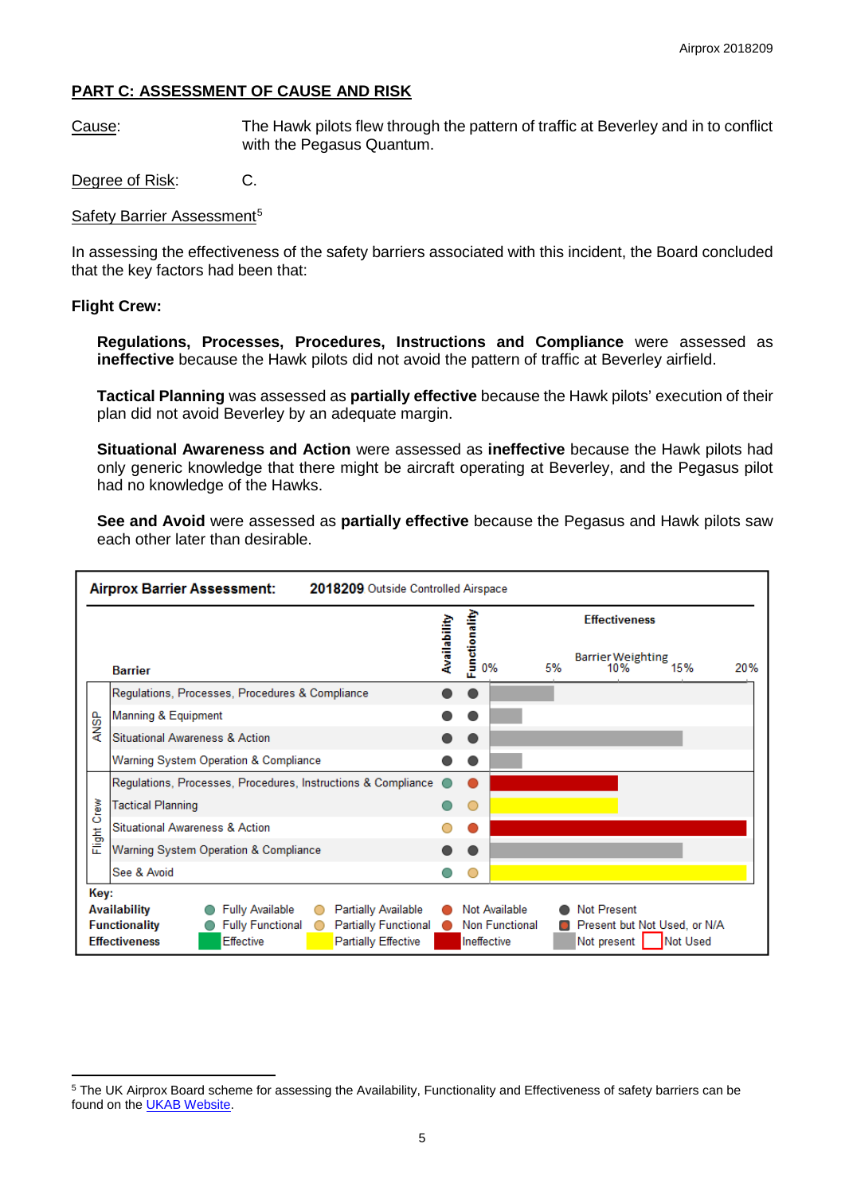## PART C: ASSESSMENT OF CAUSE AND RISK

Cause: The Hawk pilots flew through the pattern of traffic at Beverley and in to conflict with the Pegasus Quantum.

Degree of Risk: C.

Safety Barrier Assessment[5]

In assessing the effectiveness of the safety barriers associated with this incident, the Board concluded that the key factors had been that:

**Flight Crew:**

**Regulations, Processes, Procedures, Instructions and Compliance** were assessed as **ineffective** because the Hawk pilots did not avoid the pattern of traffic at Beverley airfield.

**Tactical Planning** was assessed as **partially effective** because the Hawk pilots' execution of their plan did not avoid Beverley by an adequate margin.

**Situational Awareness and Action** were assessed as **ineffective** because the Hawk pilots had only generic knowledge that there might be aircraft operating at Beverley, and the Pegasus pilot had no knowledge of the Hawks.

**See and Avoid** were assessed as **partially effective** because the Pegasus and Hawk pilots saw each other later than desirable.

**Airprox Barrier Assessment:** 2018209 Outside Controlled Airspace

Barrier

Availability

Functionality

Effectiveness

Barrier Weighting

0%

5%

10%

15%

20%

ANSP

Regulations, Processes, Procedures & Compliance

Manning & Equipment

Situational Awareness & Action

Warning System Operation & Compliance

Flight Crew

Regulations, Processes, Procedures, Instructions & Compliance

Tactical Planning

Situational Awareness & Action

Warning System Operation & Compliance

See & Avoid

Key:

Availability: Fully Available, Partially Available, Not Available, Not Present

Functionality: Fully Functional, Partially Functional, Non Functional, Present but Not Used, or N/A

Effectiveness: Effective, Partially Effective, Ineffective, Not present, Not Used

[5] The UK Airprox Board scheme for assessing the Availability, Functionality and Effectiveness of safety barriers can be found on the UKAB Website.